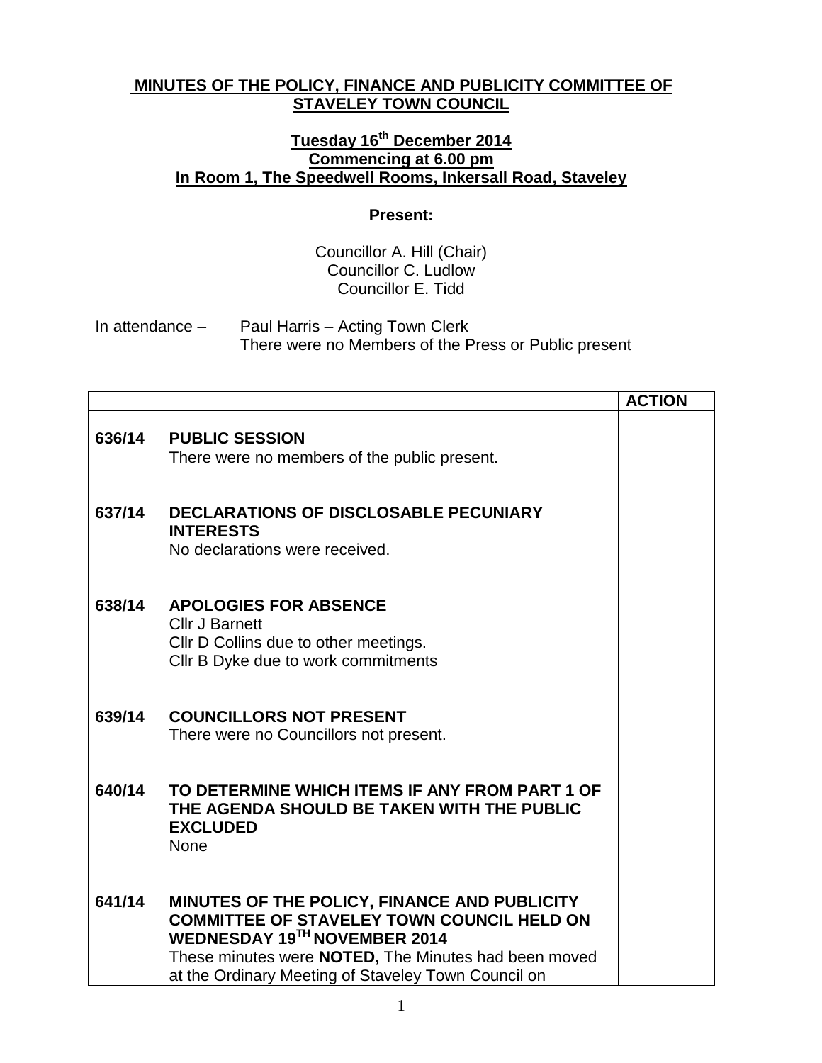**MINUTES OF THE POLICY, FINANCE AND PUBLICITY COMMITTEE OF STAVELEY TOWN COUNCIL**

**Tuesday 16th December 2014**
**Commencing at 6.00 pm**
**In Room 1, The Speedwell Rooms, Inkersall Road, Staveley**

**Present:**

Councillor A. Hill (Chair)
Councillor C. Ludlow
Councillor E. Tidd

In attendance – Paul Harris – Acting Town Clerk
There were no Members of the Press or Public present

| | | ACTION |
|---|---|---|
| 636/14 | **PUBLIC SESSION**<br>There were no members of the public present. | |
| 637/14 | **DECLARATIONS OF DISCLOSABLE PECUNIARY INTERESTS**<br>No declarations were received. | |
| 638/14 | **APOLOGIES FOR ABSENCE**<br>Cllr J Barnett<br>Cllr D Collins due to other meetings.<br>Cllr B Dyke due to work commitments | |
| 639/14 | **COUNCILLORS NOT PRESENT**<br>There were no Councillors not present. | |
| 640/14 | **TO DETERMINE WHICH ITEMS IF ANY FROM PART 1 OF THE AGENDA SHOULD BE TAKEN WITH THE PUBLIC EXCLUDED**<br>None | |
| 641/14 | **MINUTES OF THE POLICY, FINANCE AND PUBLICITY COMMITTEE OF STAVELEY TOWN COUNCIL HELD ON WEDNESDAY 19TH NOVEMBER 2014**<br>These minutes were **NOTED,** The Minutes had been moved at the Ordinary Meeting of Staveley Town Council on | |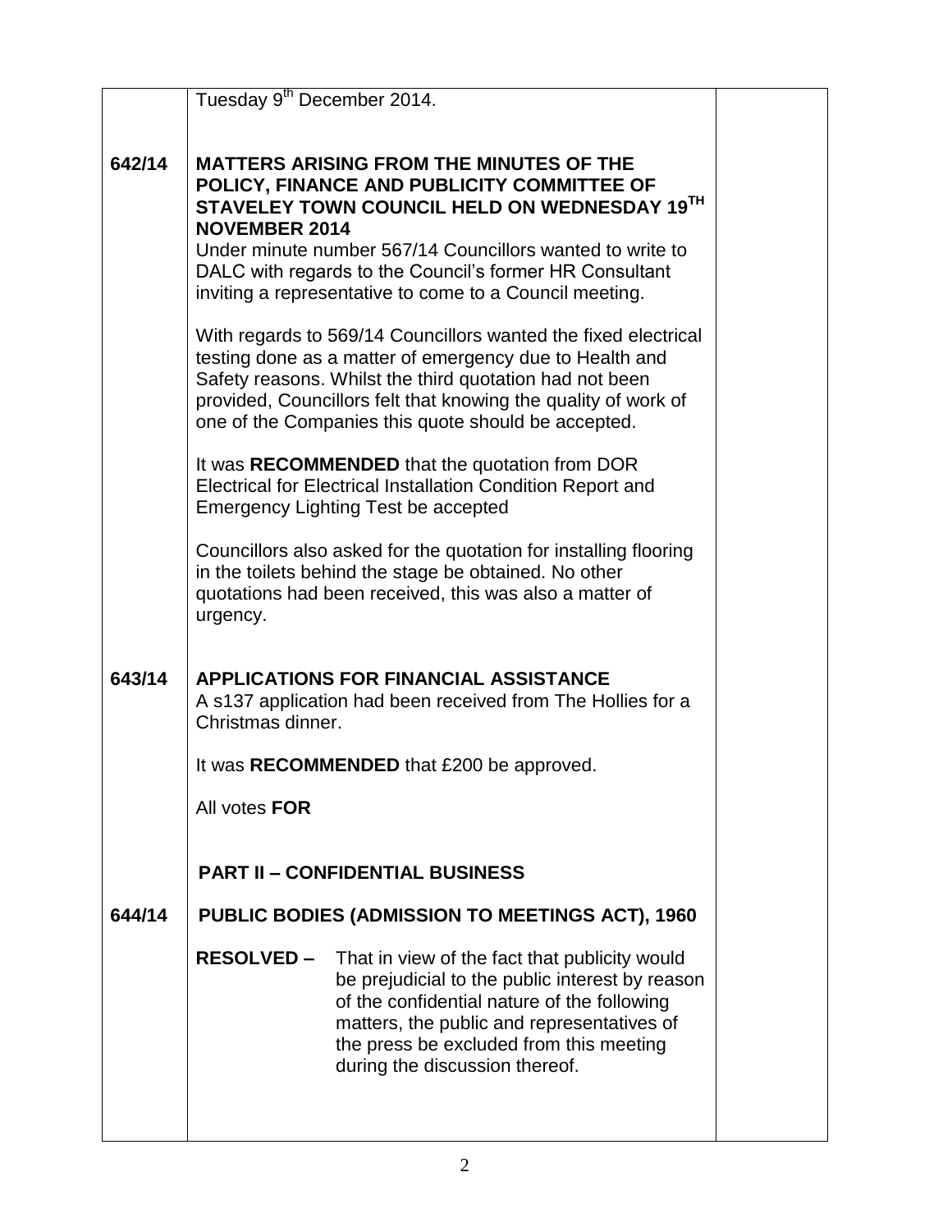Tuesday 9th December 2014.

**642/14 MATTERS ARISING FROM THE MINUTES OF THE POLICY, FINANCE AND PUBLICITY COMMITTEE OF STAVELEY TOWN COUNCIL HELD ON WEDNESDAY 19TH NOVEMBER 2014**

Under minute number 567/14 Councillors wanted to write to DALC with regards to the Council's former HR Consultant inviting a representative to come to a Council meeting.

With regards to 569/14 Councillors wanted the fixed electrical testing done as a matter of emergency due to Health and Safety reasons. Whilst the third quotation had not been provided, Councillors felt that knowing the quality of work of one of the Companies this quote should be accepted.

It was **RECOMMENDED** that the quotation from DOR Electrical for Electrical Installation Condition Report and Emergency Lighting Test be accepted

Councillors also asked for the quotation for installing flooring in the toilets behind the stage be obtained. No other quotations had been received, this was also a matter of urgency.

**643/14 APPLICATIONS FOR FINANCIAL ASSISTANCE**

A s137 application had been received from The Hollies for a Christmas dinner.

It was **RECOMMENDED** that £200 be approved.

All votes **FOR**

**PART II – CONFIDENTIAL BUSINESS**

**644/14 PUBLIC BODIES (ADMISSION TO MEETINGS ACT), 1960**

**RESOLVED –** That in view of the fact that publicity would be prejudicial to the public interest by reason of the confidential nature of the following matters, the public and representatives of the press be excluded from this meeting during the discussion thereof.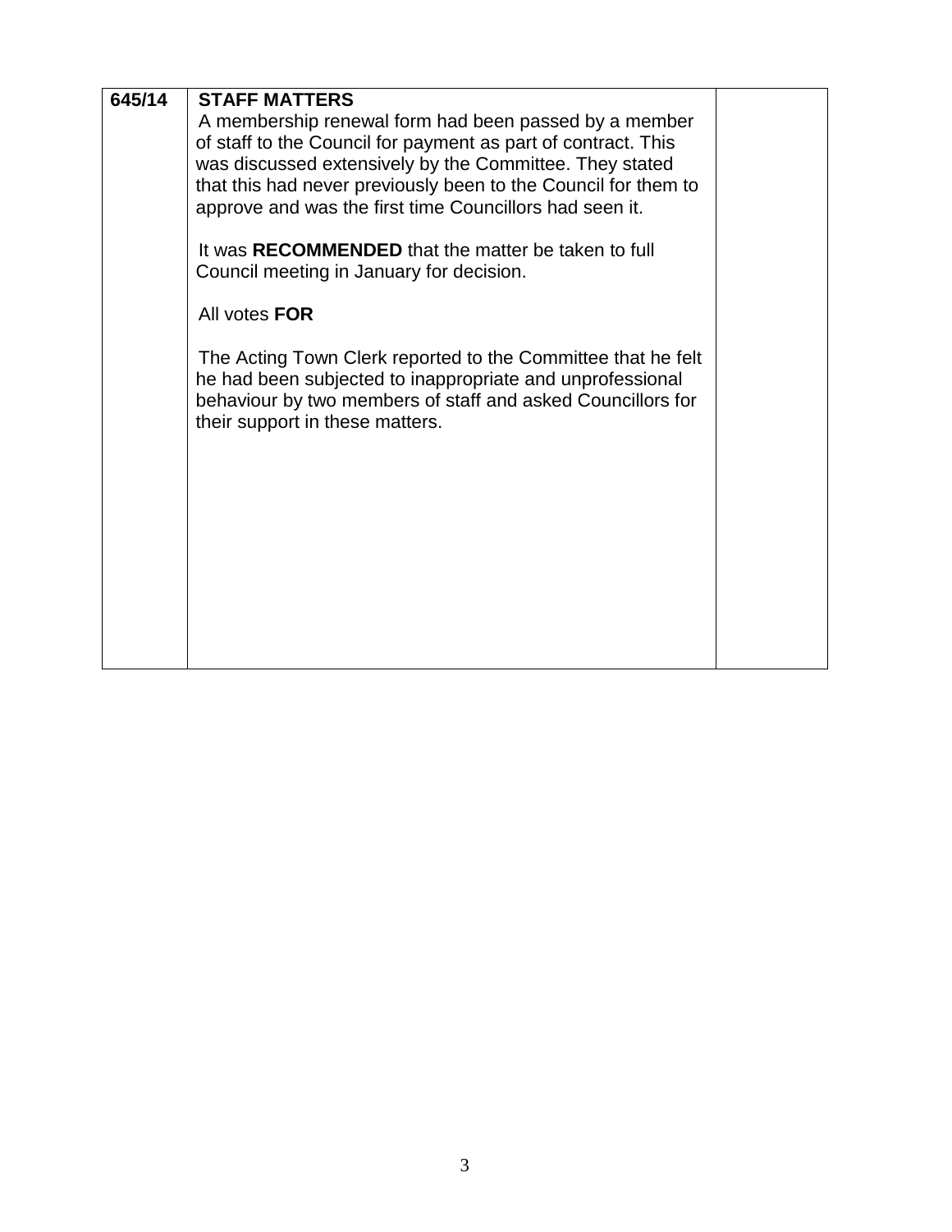| | | |
|---|---|---|
| **645/14** | **STAFF MATTERS**<br>A membership renewal form had been passed by a member of staff to the Council for payment as part of contract. This was discussed extensively by the Committee. They stated that this had never previously been to the Council for them to approve and was the first time Councillors had seen it.<br><br>It was **RECOMMENDED** that the matter be taken to full Council meeting in January for decision.<br><br>All votes **FOR**<br><br>The Acting Town Clerk reported to the Committee that he felt he had been subjected to inappropriate and unprofessional behaviour by two members of staff and asked Councillors for their support in these matters. | |